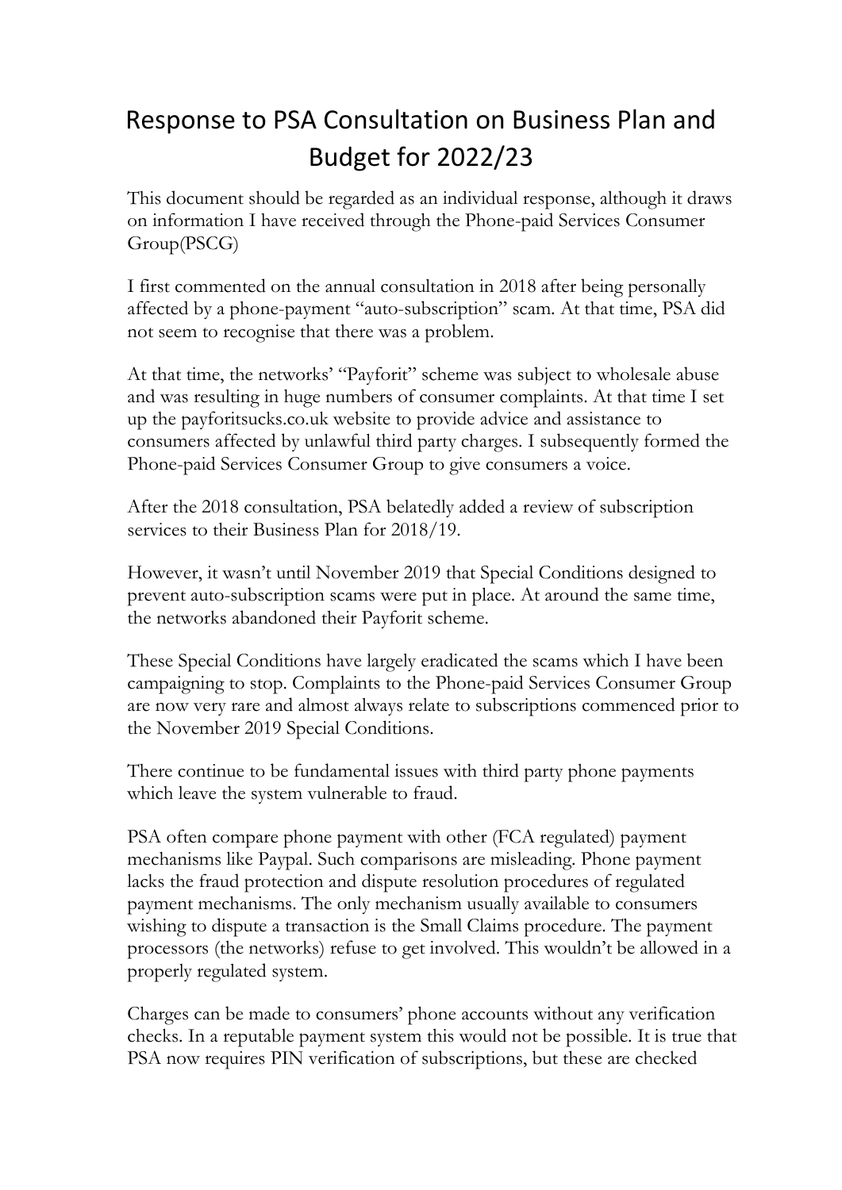# Response to PSA Consultation on Business Plan and Budget for 2022/23

This document should be regarded as an individual response, although it draws on information I have received through the Phone-paid Services Consumer Group(PSCG)

I first commented on the annual consultation in 2018 after being personally affected by a phone-payment "auto-subscription" scam. At that time, PSA did not seem to recognise that there was a problem.

At that time, the networks' "Payforit" scheme was subject to wholesale abuse and was resulting in huge numbers of consumer complaints. At that time I set up the payforitsucks.co.uk website to provide advice and assistance to consumers affected by unlawful third party charges. I subsequently formed the Phone-paid Services Consumer Group to give consumers a voice.

After the 2018 consultation, PSA belatedly added a review of subscription services to their Business Plan for 2018/19.

However, it wasn't until November 2019 that Special Conditions designed to prevent auto-subscription scams were put in place. At around the same time, the networks abandoned their Payforit scheme.

These Special Conditions have largely eradicated the scams which I have been campaigning to stop. Complaints to the Phone-paid Services Consumer Group are now very rare and almost always relate to subscriptions commenced prior to the November 2019 Special Conditions.

There continue to be fundamental issues with third party phone payments which leave the system vulnerable to fraud.

PSA often compare phone payment with other (FCA regulated) payment mechanisms like Paypal. Such comparisons are misleading. Phone payment lacks the fraud protection and dispute resolution procedures of regulated payment mechanisms. The only mechanism usually available to consumers wishing to dispute a transaction is the Small Claims procedure. The payment processors (the networks) refuse to get involved. This wouldn't be allowed in a properly regulated system.

Charges can be made to consumers' phone accounts without any verification checks. In a reputable payment system this would not be possible. It is true that PSA now requires PIN verification of subscriptions, but these are checked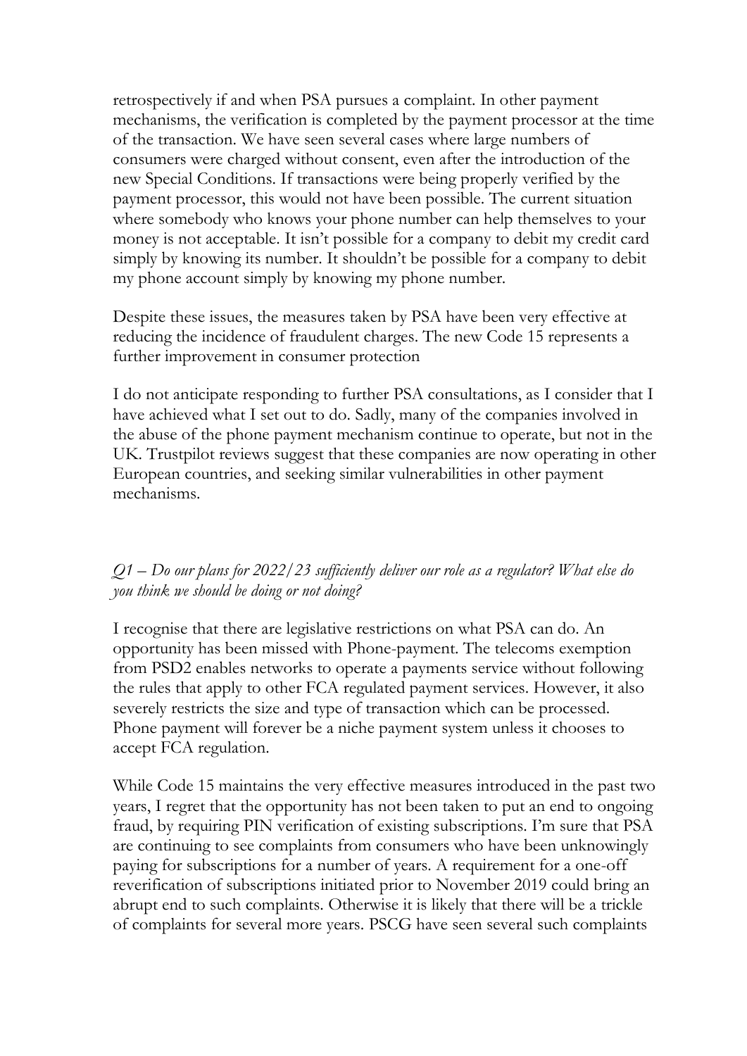retrospectively if and when PSA pursues a complaint. In other payment mechanisms, the verification is completed by the payment processor at the time of the transaction. We have seen several cases where large numbers of consumers were charged without consent, even after the introduction of the new Special Conditions. If transactions were being properly verified by the payment processor, this would not have been possible. The current situation where somebody who knows your phone number can help themselves to your money is not acceptable. It isn't possible for a company to debit my credit card simply by knowing its number. It shouldn't be possible for a company to debit my phone account simply by knowing my phone number.

Despite these issues, the measures taken by PSA have been very effective at reducing the incidence of fraudulent charges. The new Code 15 represents a further improvement in consumer protection

I do not anticipate responding to further PSA consultations, as I consider that I have achieved what I set out to do. Sadly, many of the companies involved in the abuse of the phone payment mechanism continue to operate, but not in the UK. Trustpilot reviews suggest that these companies are now operating in other European countries, and seeking similar vulnerabilities in other payment mechanisms.

*Q1 – Do our plans for 2022/23 sufficiently deliver our role as a regulator? What else do you think we should be doing or not doing?*

I recognise that there are legislative restrictions on what PSA can do. An opportunity has been missed with Phone-payment. The telecoms exemption from PSD2 enables networks to operate a payments service without following the rules that apply to other FCA regulated payment services. However, it also severely restricts the size and type of transaction which can be processed. Phone payment will forever be a niche payment system unless it chooses to accept FCA regulation.

While Code 15 maintains the very effective measures introduced in the past two years, I regret that the opportunity has not been taken to put an end to ongoing fraud, by requiring PIN verification of existing subscriptions. I'm sure that PSA are continuing to see complaints from consumers who have been unknowingly paying for subscriptions for a number of years. A requirement for a one-off reverification of subscriptions initiated prior to November 2019 could bring an abrupt end to such complaints. Otherwise it is likely that there will be a trickle of complaints for several more years. PSCG have seen several such complaints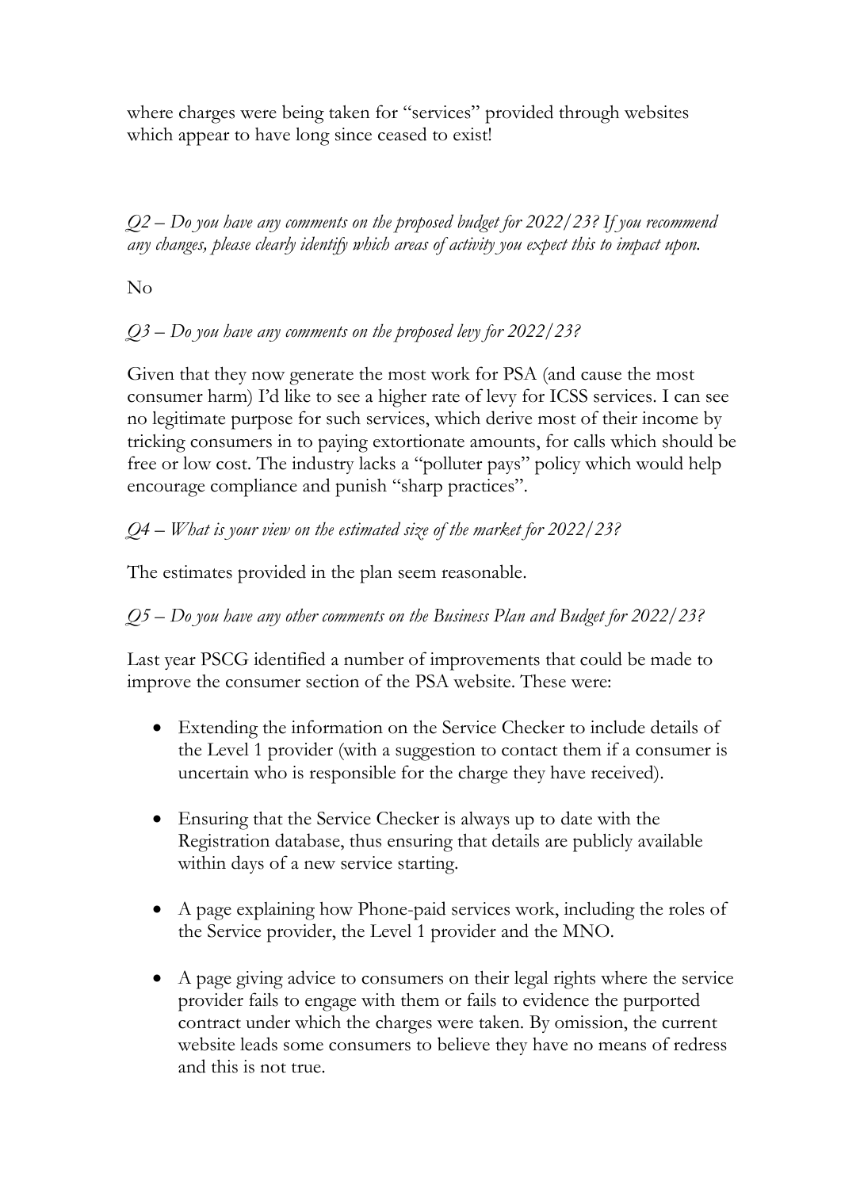where charges were being taken for "services" provided through websites which appear to have long since ceased to exist!

*Q2 – Do you have any comments on the proposed budget for 2022/23? If you recommend any changes, please clearly identify which areas of activity you expect this to impact upon.*

No

*Q3 – Do you have any comments on the proposed levy for 2022/23?*

Given that they now generate the most work for PSA (and cause the most consumer harm) I'd like to see a higher rate of levy for ICSS services. I can see no legitimate purpose for such services, which derive most of their income by tricking consumers in to paying extortionate amounts, for calls which should be free or low cost. The industry lacks a "polluter pays" policy which would help encourage compliance and punish "sharp practices".

*Q4 – What is your view on the estimated size of the market for 2022/23?*

The estimates provided in the plan seem reasonable.

*Q5 – Do you have any other comments on the Business Plan and Budget for 2022/23?*

Last year PSCG identified a number of improvements that could be made to improve the consumer section of the PSA website. These were:

- Extending the information on the Service Checker to include details of the Level 1 provider (with a suggestion to contact them if a consumer is uncertain who is responsible for the charge they have received).
- Ensuring that the Service Checker is always up to date with the Registration database, thus ensuring that details are publicly available within days of a new service starting.
- A page explaining how Phone-paid services work, including the roles of the Service provider, the Level 1 provider and the MNO.
- A page giving advice to consumers on their legal rights where the service provider fails to engage with them or fails to evidence the purported contract under which the charges were taken. By omission, the current website leads some consumers to believe they have no means of redress and this is not true.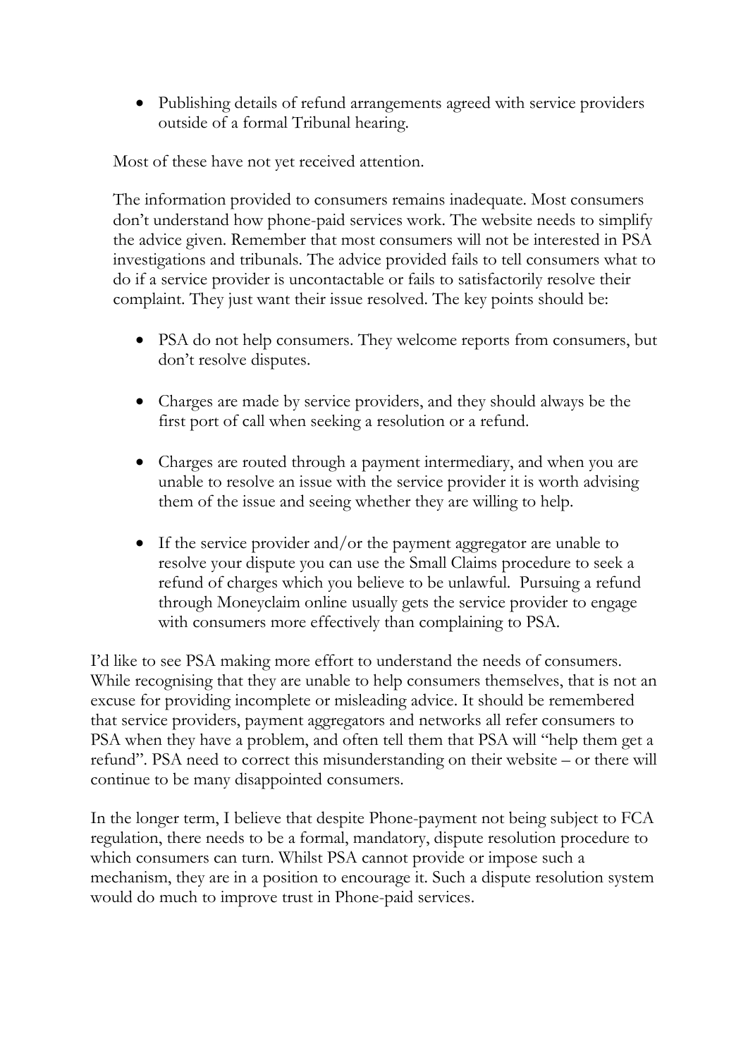- Publishing details of refund arrangements agreed with service providers outside of a formal Tribunal hearing.

Most of these have not yet received attention.

The information provided to consumers remains inadequate. Most consumers don't understand how phone-paid services work. The website needs to simplify the advice given. Remember that most consumers will not be interested in PSA investigations and tribunals. The advice provided fails to tell consumers what to do if a service provider is uncontactable or fails to satisfactorily resolve their complaint. They just want their issue resolved. The key points should be:

- PSA do not help consumers. They welcome reports from consumers, but don't resolve disputes.

- Charges are made by service providers, and they should always be the first port of call when seeking a resolution or a refund.

- Charges are routed through a payment intermediary, and when you are unable to resolve an issue with the service provider it is worth advising them of the issue and seeing whether they are willing to help.

- If the service provider and/or the payment aggregator are unable to resolve your dispute you can use the Small Claims procedure to seek a refund of charges which you believe to be unlawful. Pursuing a refund through Moneyclaim online usually gets the service provider to engage with consumers more effectively than complaining to PSA.

I'd like to see PSA making more effort to understand the needs of consumers. While recognising that they are unable to help consumers themselves, that is not an excuse for providing incomplete or misleading advice. It should be remembered that service providers, payment aggregators and networks all refer consumers to PSA when they have a problem, and often tell them that PSA will "help them get a refund". PSA need to correct this misunderstanding on their website – or there will continue to be many disappointed consumers.

In the longer term, I believe that despite Phone-payment not being subject to FCA regulation, there needs to be a formal, mandatory, dispute resolution procedure to which consumers can turn. Whilst PSA cannot provide or impose such a mechanism, they are in a position to encourage it. Such a dispute resolution system would do much to improve trust in Phone-paid services.